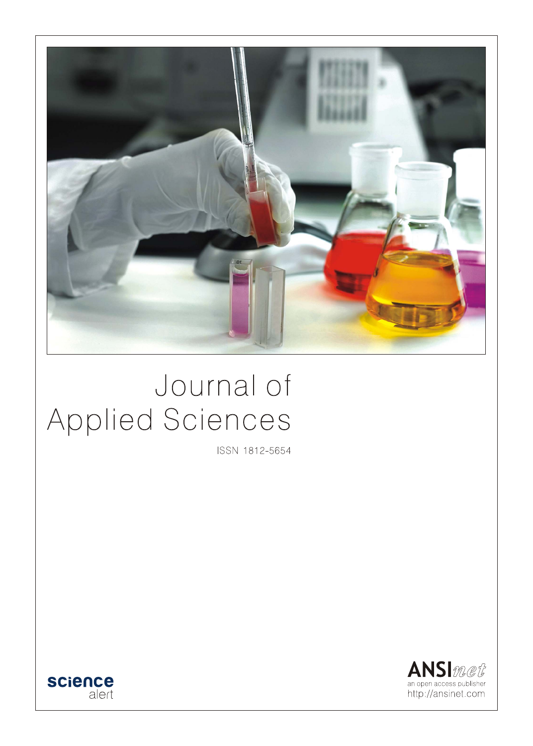# Journal of Applied Sciences

ISSN 1812-5654

science alert

ANSInet
an open access publisher
http://ansinet.com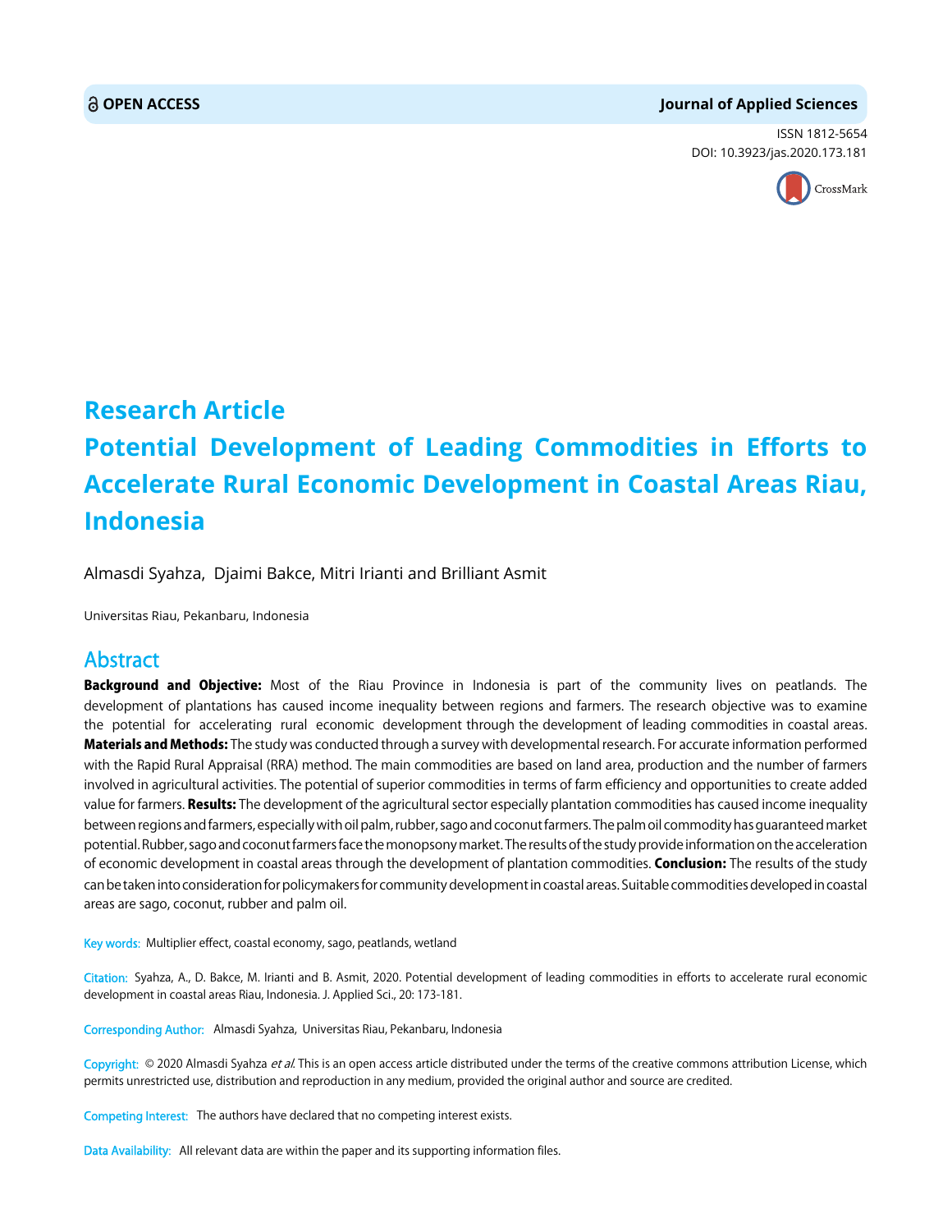# Research Article

# Potential Development of Leading Commodities in Efforts to Accelerate Rural Economic Development in Coastal Areas Riau, Indonesia

Almasdi Syahza, Djaimi Bakce, Mitri Irianti and Brilliant Asmit

Universitas Riau, Pekanbaru, Indonesia

## Abstract

**Background and Objective:** Most of the Riau Province in Indonesia is part of the community lives on peatlands. The development of plantations has caused income inequality between regions and farmers. The research objective was to examine the potential for accelerating rural economic development through the development of leading commodities in coastal areas. **Materials and Methods:** The study was conducted through a survey with developmental research. For accurate information performed with the Rapid Rural Appraisal (RRA) method. The main commodities are based on land area, production and the number of farmers involved in agricultural activities. The potential of superior commodities in terms of farm efficiency and opportunities to create added value for farmers. **Results:** The development of the agricultural sector especially plantation commodities has caused income inequality between regions and farmers, especially with oil palm, rubber, sago and coconut farmers. The palm oil commodity has guaranteed market potential. Rubber, sago and coconut farmers face the monopsony market. The results of the study provide information on the acceleration of economic development in coastal areas through the development of plantation commodities. **Conclusion:** The results of the study can be taken into consideration for policymakers for community development in coastal areas. Suitable commodities developed in coastal areas are sago, coconut, rubber and palm oil.

Key words: Multiplier effect, coastal economy, sago, peatlands, wetland

Citation: Syahza, A., D. Bakce, M. Irianti and B. Asmit, 2020. Potential development of leading commodities in efforts to accelerate rural economic development in coastal areas Riau, Indonesia. J. Applied Sci., 20: 173-181.

Corresponding Author: Almasdi Syahza, Universitas Riau, Pekanbaru, Indonesia

Copyright: © 2020 Almasdi Syahza *et al.* This is an open access article distributed under the terms of the creative commons attribution License, which permits unrestricted use, distribution and reproduction in any medium, provided the original author and source are credited.

Competing Interest: The authors have declared that no competing interest exists.

Data Availability: All relevant data are within the paper and its supporting information files.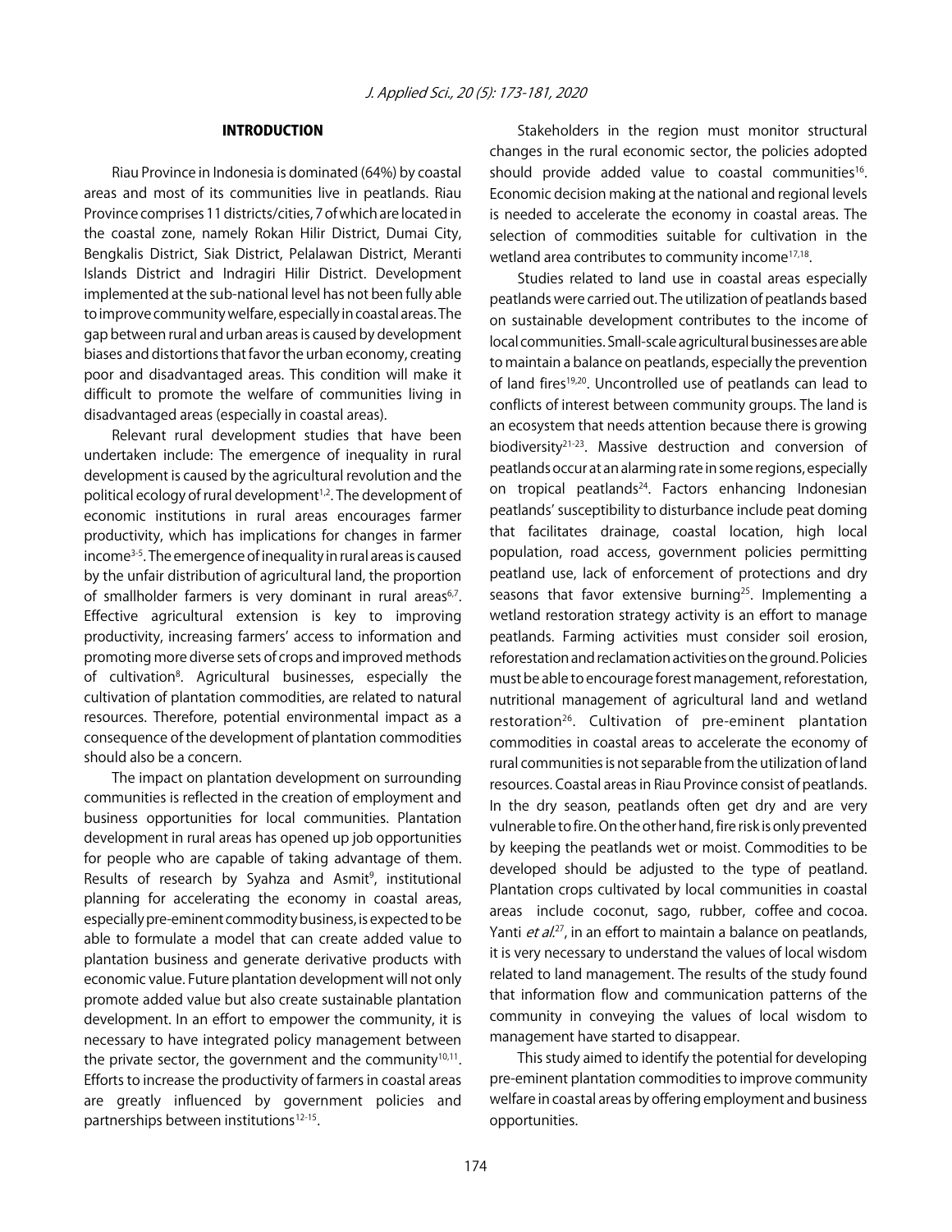## INTRODUCTION

Riau Province in Indonesia is dominated (64%) by coastal areas and most of its communities live in peatlands. Riau Province comprises 11 districts/cities, 7 of which are located in the coastal zone, namely Rokan Hilir District, Dumai City, Bengkalis District, Siak District, Pelalawan District, Meranti Islands District and Indragiri Hilir District. Development implemented at the sub-national level has not been fully able to improve community welfare, especially in coastal areas. The gap between rural and urban areas is caused by development biases and distortions that favor the urban economy, creating poor and disadvantaged areas. This condition will make it difficult to promote the welfare of communities living in disadvantaged areas (especially in coastal areas).

Relevant rural development studies that have been undertaken include: The emergence of inequality in rural development is caused by the agricultural revolution and the political ecology of rural development[1,2]. The development of economic institutions in rural areas encourages farmer productivity, which has implications for changes in farmer income[3-5]. The emergence of inequality in rural areas is caused by the unfair distribution of agricultural land, the proportion of smallholder farmers is very dominant in rural areas[6,7]. Effective agricultural extension is key to improving productivity, increasing farmers' access to information and promoting more diverse sets of crops and improved methods of cultivation[8]. Agricultural businesses, especially the cultivation of plantation commodities, are related to natural resources. Therefore, potential environmental impact as a consequence of the development of plantation commodities should also be a concern.

The impact on plantation development on surrounding communities is reflected in the creation of employment and business opportunities for local communities. Plantation development in rural areas has opened up job opportunities for people who are capable of taking advantage of them. Results of research by Syahza and Asmit[9], institutional planning for accelerating the economy in coastal areas, especially pre-eminent commodity business, is expected to be able to formulate a model that can create added value to plantation business and generate derivative products with economic value. Future plantation development will not only promote added value but also create sustainable plantation development. In an effort to empower the community, it is necessary to have integrated policy management between the private sector, the government and the community[10,11]. Efforts to increase the productivity of farmers in coastal areas are greatly influenced by government policies and partnerships between institutions[12-15].

Stakeholders in the region must monitor structural changes in the rural economic sector, the policies adopted should provide added value to coastal communities[16]. Economic decision making at the national and regional levels is needed to accelerate the economy in coastal areas. The selection of commodities suitable for cultivation in the wetland area contributes to community income[17,18].

Studies related to land use in coastal areas especially peatlands were carried out. The utilization of peatlands based on sustainable development contributes to the income of local communities. Small-scale agricultural businesses are able to maintain a balance on peatlands, especially the prevention of land fires[19,20]. Uncontrolled use of peatlands can lead to conflicts of interest between community groups. The land is an ecosystem that needs attention because there is growing biodiversity[21-23]. Massive destruction and conversion of peatlands occur at an alarming rate in some regions, especially on tropical peatlands[24]. Factors enhancing Indonesian peatlands' susceptibility to disturbance include peat doming that facilitates drainage, coastal location, high local population, road access, government policies permitting peatland use, lack of enforcement of protections and dry seasons that favor extensive burning[25]. Implementing a wetland restoration strategy activity is an effort to manage peatlands. Farming activities must consider soil erosion, reforestation and reclamation activities on the ground. Policies must be able to encourage forest management, reforestation, nutritional management of agricultural land and wetland restoration[26]. Cultivation of pre-eminent plantation commodities in coastal areas to accelerate the economy of rural communities is not separable from the utilization of land resources. Coastal areas in Riau Province consist of peatlands. In the dry season, peatlands often get dry and are very vulnerable to fire. On the other hand, fire risk is only prevented by keeping the peatlands wet or moist. Commodities to be developed should be adjusted to the type of peatland. Plantation crops cultivated by local communities in coastal areas include coconut, sago, rubber, coffee and cocoa. Yanti *et al*.[27], in an effort to maintain a balance on peatlands, it is very necessary to understand the values of local wisdom related to land management. The results of the study found that information flow and communication patterns of the community in conveying the values of local wisdom to management have started to disappear.

This study aimed to identify the potential for developing pre-eminent plantation commodities to improve community welfare in coastal areas by offering employment and business opportunities.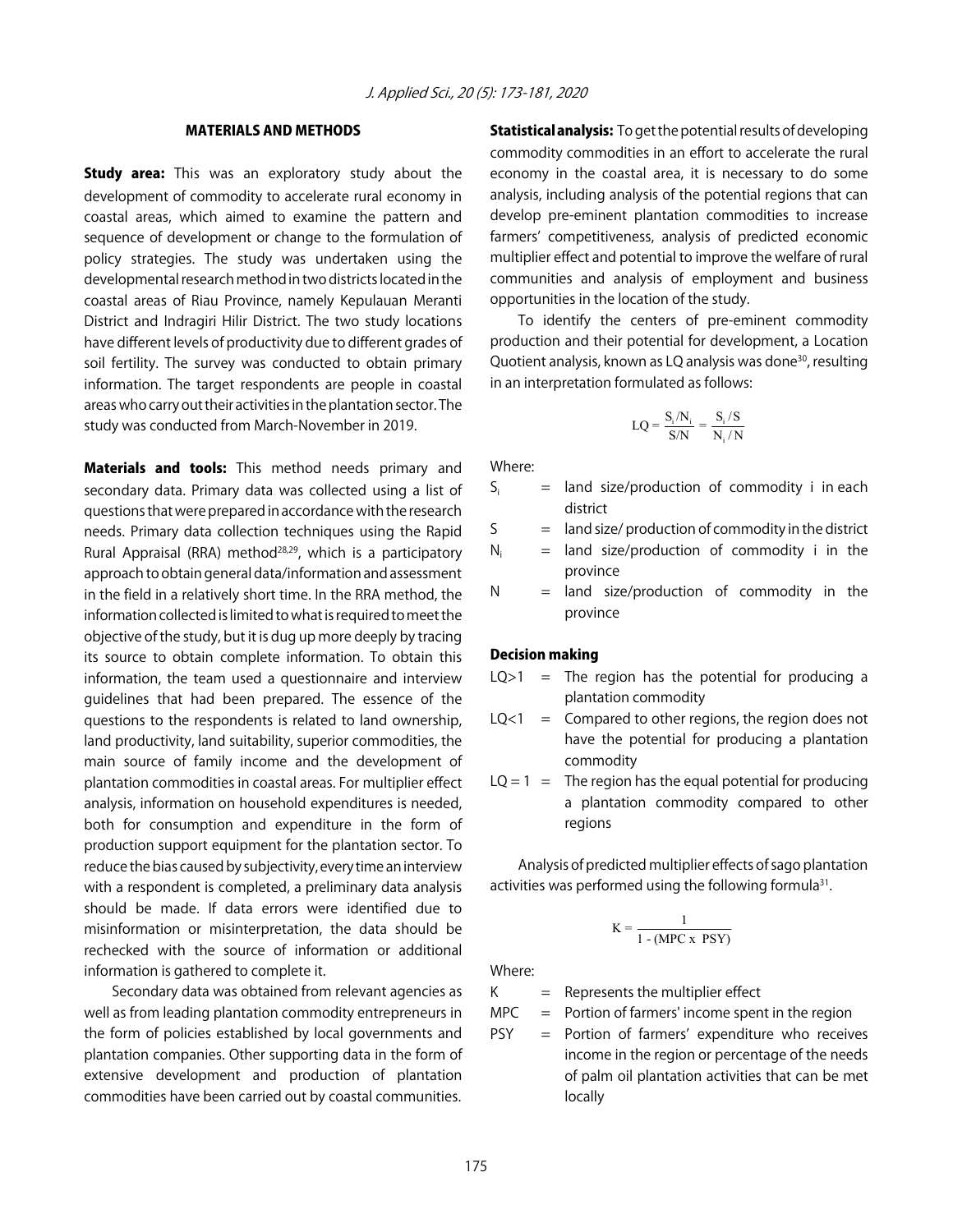## MATERIALS AND METHODS

**Study area:** This was an exploratory study about the development of commodity to accelerate rural economy in coastal areas, which aimed to examine the pattern and sequence of development or change to the formulation of policy strategies. The study was undertaken using the developmental research method in two districts located in the coastal areas of Riau Province, namely Kepulauan Meranti District and Indragiri Hilir District. The two study locations have different levels of productivity due to different grades of soil fertility. The survey was conducted to obtain primary information. The target respondents are people in coastal areas who carry out their activities in the plantation sector. The study was conducted from March-November in 2019.

**Materials and tools:** This method needs primary and secondary data. Primary data was collected using a list of questions that were prepared in accordance with the research needs. Primary data collection techniques using the Rapid Rural Appraisal (RRA) method[28,29], which is a participatory approach to obtain general data/information and assessment in the field in a relatively short time. In the RRA method, the information collected is limited to what is required to meet the objective of the study, but it is dug up more deeply by tracing its source to obtain complete information. To obtain this information, the team used a questionnaire and interview guidelines that had been prepared. The essence of the questions to the respondents is related to land ownership, land productivity, land suitability, superior commodities, the main source of family income and the development of plantation commodities in coastal areas. For multiplier effect analysis, information on household expenditures is needed, both for consumption and expenditure in the form of production support equipment for the plantation sector. To reduce the bias caused by subjectivity, every time an interview with a respondent is completed, a preliminary data analysis should be made. If data errors were identified due to misinformation or misinterpretation, the data should be rechecked with the source of information or additional information is gathered to complete it.

Secondary data was obtained from relevant agencies as well as from leading plantation commodity entrepreneurs in the form of policies established by local governments and plantation companies. Other supporting data in the form of extensive development and production of plantation commodities have been carried out by coastal communities.

**Statistical analysis:** To get the potential results of developing commodity commodities in an effort to accelerate the rural economy in the coastal area, it is necessary to do some analysis, including analysis of the potential regions that can develop pre-eminent plantation commodities to increase farmers' competitiveness, analysis of predicted economic multiplier effect and potential to improve the welfare of rural communities and analysis of employment and business opportunities in the location of the study.

To identify the centers of pre-eminent commodity production and their potential for development, a Location Quotient analysis, known as LQ analysis was done[30], resulting in an interpretation formulated as follows:

$$LQ = \frac{S_i/N_i}{S/N} = \frac{S_i/S}{N_i/N}$$

Where:

- $S_i$ = land size/production of commodity i in each district
- $S$ = land size/ production of commodity in the district
- $N_i$ = land size/production of commodity i in the province
- $N$ = land size/production of commodity in the province

### Decision making

- $LQ>1$ = The region has the potential for producing a plantation commodity
- $LQ<1$ = Compared to other regions, the region does not have the potential for producing a plantation commodity
- $LQ = 1$ = The region has the equal potential for producing a plantation commodity compared to other regions

Analysis of predicted multiplier effects of sago plantation activities was performed using the following formula[31].

$$K = \frac{1}{1 - (MPC \times PSY)}$$

Where:

- K = Represents the multiplier effect
- MPC = Portion of farmers' income spent in the region
- PSY = Portion of farmers' expenditure who receives income in the region or percentage of the needs of palm oil plantation activities that can be met locally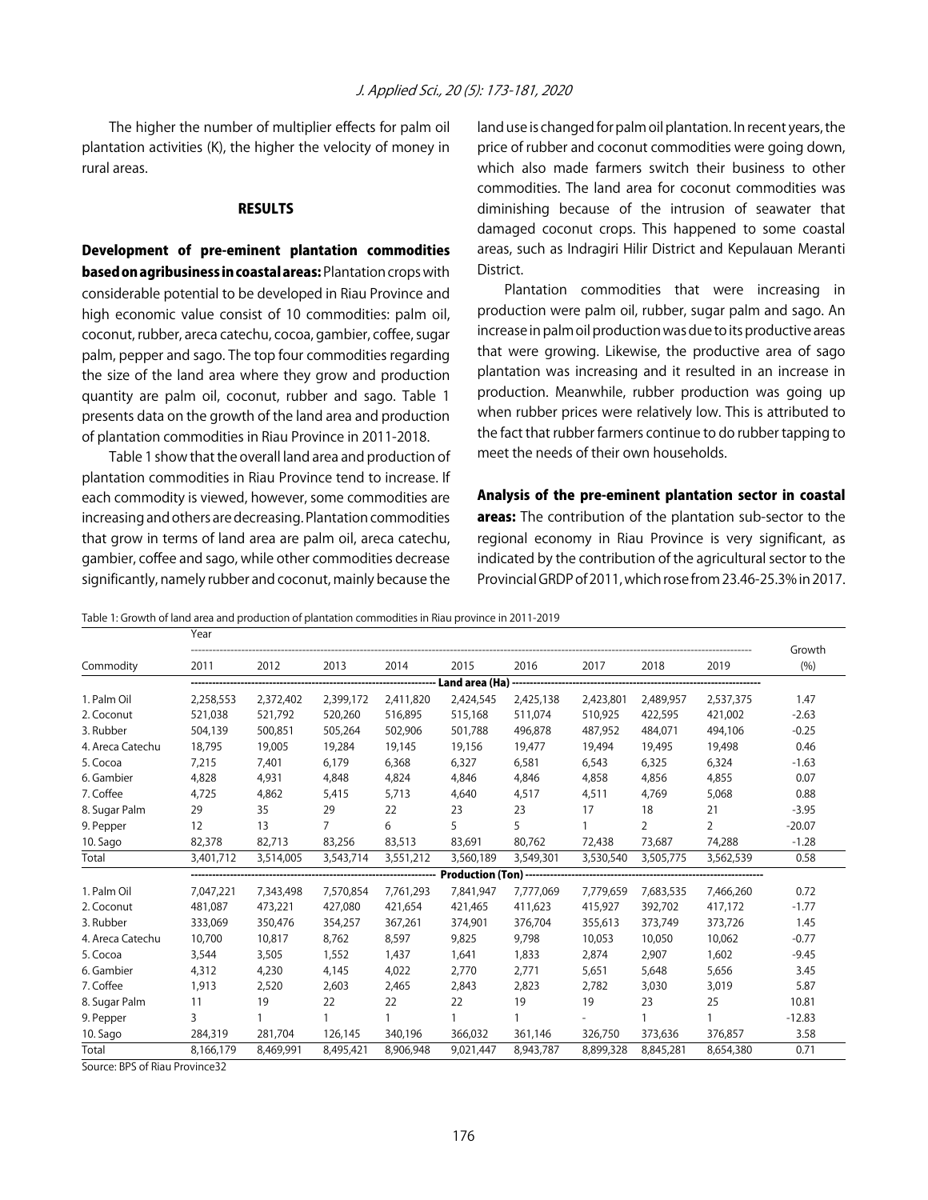The higher the number of multiplier effects for palm oil plantation activities (K), the higher the velocity of money in rural areas.

## RESULTS

**Development of pre-eminent plantation commodities based on agribusiness in coastal areas:** Plantation crops with considerable potential to be developed in Riau Province and high economic value consist of 10 commodities: palm oil, coconut, rubber, areca catechu, cocoa, gambier, coffee, sugar palm, pepper and sago. The top four commodities regarding the size of the land area where they grow and production quantity are palm oil, coconut, rubber and sago. Table 1 presents data on the growth of the land area and production of plantation commodities in Riau Province in 2011-2018.

Table 1 show that the overall land area and production of plantation commodities in Riau Province tend to increase. If each commodity is viewed, however, some commodities are increasing and others are decreasing. Plantation commodities that grow in terms of land area are palm oil, areca catechu, gambier, coffee and sago, while other commodities decrease significantly, namely rubber and coconut, mainly because the land use is changed for palm oil plantation. In recent years, the price of rubber and coconut commodities were going down, which also made farmers switch their business to other commodities. The land area for coconut commodities was diminishing because of the intrusion of seawater that damaged coconut crops. This happened to some coastal areas, such as Indragiri Hilir District and Kepulauan Meranti District.

Plantation commodities that were increasing in production were palm oil, rubber, sugar palm and sago. An increase in palm oil production was due to its productive areas that were growing. Likewise, the productive area of sago plantation was increasing and it resulted in an increase in production. Meanwhile, rubber production was going up when rubber prices were relatively low. This is attributed to the fact that rubber farmers continue to do rubber tapping to meet the needs of their own households.

**Analysis of the pre-eminent plantation sector in coastal areas:** The contribution of the plantation sub-sector to the regional economy in Riau Province is very significant, as indicated by the contribution of the agricultural sector to the Provincial GRDP of 2011, which rose from 23.46-25.3% in 2017.

Table 1: Growth of land area and production of plantation commodities in Riau province in 2011-2019

| | Year | | | | | | | | | |
|---|---|---|---|---|---|---|---|---|---|---|
| Commodity | 2011 | 2012 | 2013 | 2014 | 2015 | 2016 | 2017 | 2018 | 2019 | Growth (%) |
| | Land area (Ha) | | | | | | | | | |
| 1. Palm Oil | 2,258,553 | 2,372,402 | 2,399,172 | 2,411,820 | 2,424,545 | 2,425,138 | 2,423,801 | 2,489,957 | 2,537,375 | 1.47 |
| 2. Coconut | 521,038 | 521,792 | 520,260 | 516,895 | 515,168 | 511,074 | 510,925 | 422,595 | 421,002 | -2.63 |
| 3. Rubber | 504,139 | 500,851 | 505,264 | 502,906 | 501,788 | 496,878 | 487,952 | 484,071 | 494,106 | -0.25 |
| 4. Areca Catechu | 18,795 | 19,005 | 19,284 | 19,145 | 19,156 | 19,477 | 19,494 | 19,495 | 19,498 | 0.46 |
| 5. Cocoa | 7,215 | 7,401 | 6,179 | 6,368 | 6,327 | 6,581 | 6,543 | 6,325 | 6,324 | -1.63 |
| 6. Gambier | 4,828 | 4,931 | 4,848 | 4,824 | 4,846 | 4,846 | 4,858 | 4,856 | 4,855 | 0.07 |
| 7. Coffee | 4,725 | 4,862 | 5,415 | 5,713 | 4,640 | 4,517 | 4,511 | 4,769 | 5,068 | 0.88 |
| 8. Sugar Palm | 29 | 35 | 29 | 22 | 23 | 23 | 17 | 18 | 21 | -3.95 |
| 9. Pepper | 12 | 13 | 7 | 6 | 5 | 5 | 1 | 2 | 2 | -20.07 |
| 10. Sago | 82,378 | 82,713 | 83,256 | 83,513 | 83,691 | 80,762 | 72,438 | 73,687 | 74,288 | -1.28 |
| Total | 3,401,712 | 3,514,005 | 3,543,714 | 3,551,212 | 3,560,189 | 3,549,301 | 3,530,540 | 3,505,775 | 3,562,539 | 0.58 |
| | Production (Ton) | | | | | | | | | |
| 1. Palm Oil | 7,047,221 | 7,343,498 | 7,570,854 | 7,761,293 | 7,841,947 | 7,777,069 | 7,779,659 | 7,683,535 | 7,466,260 | 0.72 |
| 2. Coconut | 481,087 | 473,221 | 427,080 | 421,654 | 421,465 | 411,623 | 415,927 | 392,702 | 417,172 | -1.77 |
| 3. Rubber | 333,069 | 350,476 | 354,257 | 367,261 | 374,901 | 376,704 | 355,613 | 373,749 | 373,726 | 1.45 |
| 4. Areca Catechu | 10,700 | 10,817 | 8,762 | 8,597 | 9,825 | 9,798 | 10,053 | 10,050 | 10,062 | -0.77 |
| 5. Cocoa | 3,544 | 3,505 | 1,552 | 1,437 | 1,641 | 1,833 | 2,874 | 2,907 | 1,602 | -9.45 |
| 6. Gambier | 4,312 | 4,230 | 4,145 | 4,022 | 2,770 | 2,771 | 5,651 | 5,648 | 5,656 | 3.45 |
| 7. Coffee | 1,913 | 2,520 | 2,603 | 2,465 | 2,843 | 2,823 | 2,782 | 3,030 | 3,019 | 5.87 |
| 8. Sugar Palm | 11 | 19 | 22 | 22 | 22 | 19 | 19 | 23 | 25 | 10.81 |
| 9. Pepper | 3 | 1 | 1 | 1 | 1 | 1 | - | 1 | 1 | -12.83 |
| 10. Sago | 284,319 | 281,704 | 126,145 | 340,196 | 366,032 | 361,146 | 326,750 | 373,636 | 376,857 | 3.58 |
| Total | 8,166,179 | 8,469,991 | 8,495,421 | 8,906,948 | 9,021,447 | 8,943,787 | 8,899,328 | 8,845,281 | 8,654,380 | 0.71 |

Source: BPS of Riau Province32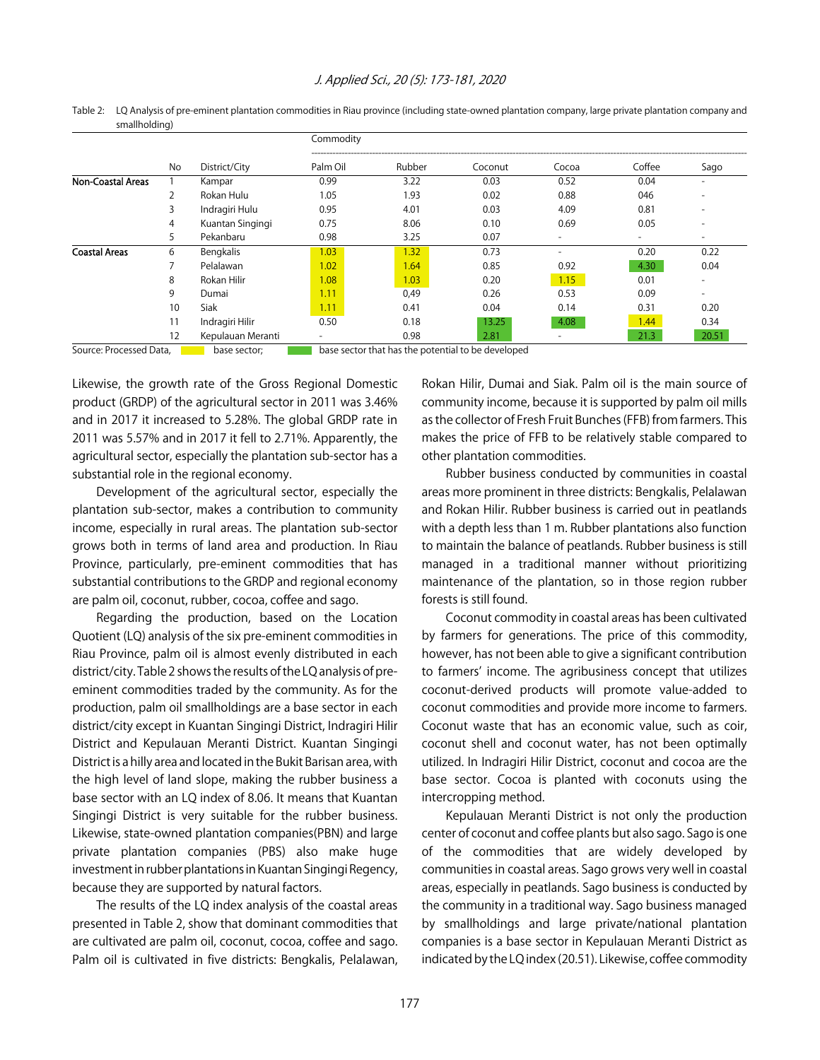Table 2: LQ Analysis of pre-eminent plantation commodities in Riau province (including state-owned plantation company, large private plantation company and smallholding)

| | No | District/City | Commodity | | | | | |
|---|---|---|---|---|---|---|---|---|
| | | | Palm Oil | Rubber | Coconut | Cocoa | Coffee | Sago |
| **Non-Coastal Areas** | 1 | Kampar | 0.99 | 3.22 | 0.03 | 0.52 | 0.04 | - |
| | 2 | Rokan Hulu | 1.05 | 1.93 | 0.02 | 0.88 | 046 | - |
| | 3 | Indragiri Hulu | 0.95 | 4.01 | 0.03 | 4.09 | 0.81 | - |
| | 4 | Kuantan Singingi | 0.75 | 8.06 | 0.10 | 0.69 | 0.05 | - |
| | 5 | Pekanbaru | 0.98 | 3.25 | 0.07 | - | - | - |
| **Coastal Areas** | 6 | Bengkalis | 1.03 | 1.32 | 0.73 | - | 0.20 | 0.22 |
| | 7 | Pelalawan | 1.02 | 1.64 | 0.85 | 0.92 | 4.30 | 0.04 |
| | 8 | Rokan Hilir | 1.08 | 1.03 | 0.20 | 1.15 | 0.01 | - |
| | 9 | Dumai | 1.11 | 0,49 | 0.26 | 0.53 | 0.09 | - |
| | 10 | Siak | 1.11 | 0.41 | 0.04 | 0.14 | 0.31 | 0.20 |
| | 11 | Indragiri Hilir | 0.50 | 0.18 | 13.25 | 4.08 | 1.44 | 0.34 |
| | 12 | Kepulauan Meranti | - | 0.98 | 2.81 | - | 21.3 | 20.51 |

Source: Processed Data, (yellow) base sector; (green) base sector that has the potential to be developed

Likewise, the growth rate of the Gross Regional Domestic product (GRDP) of the agricultural sector in 2011 was 3.46% and in 2017 it increased to 5.28%. The global GRDP rate in 2011 was 5.57% and in 2017 it fell to 2.71%. Apparently, the agricultural sector, especially the plantation sub-sector has a substantial role in the regional economy.

Development of the agricultural sector, especially the plantation sub-sector, makes a contribution to community income, especially in rural areas. The plantation sub-sector grows both in terms of land area and production. In Riau Province, particularly, pre-eminent commodities that has substantial contributions to the GRDP and regional economy are palm oil, coconut, rubber, cocoa, coffee and sago.

Regarding the production, based on the Location Quotient (LQ) analysis of the six pre-eminent commodities in Riau Province, palm oil is almost evenly distributed in each district/city. Table 2 shows the results of the LQ analysis of pre-eminent commodities traded by the community. As for the production, palm oil smallholdings are a base sector in each district/city except in Kuantan Singingi District, Indragiri Hilir District and Kepulauan Meranti District. Kuantan Singingi District is a hilly area and located in the Bukit Barisan area, with the high level of land slope, making the rubber business a base sector with an LQ index of 8.06. It means that Kuantan Singingi District is very suitable for the rubber business. Likewise, state-owned plantation companies(PBN) and large private plantation companies (PBS) also make huge investment in rubber plantations in Kuantan Singingi Regency, because they are supported by natural factors.

The results of the LQ index analysis of the coastal areas presented in Table 2, show that dominant commodities that are cultivated are palm oil, coconut, cocoa, coffee and sago. Palm oil is cultivated in five districts: Bengkalis, Pelalawan, Rokan Hilir, Dumai and Siak. Palm oil is the main source of community income, because it is supported by palm oil mills as the collector of Fresh Fruit Bunches (FFB) from farmers. This makes the price of FFB to be relatively stable compared to other plantation commodities.

Rubber business conducted by communities in coastal areas more prominent in three districts: Bengkalis, Pelalawan and Rokan Hilir. Rubber business is carried out in peatlands with a depth less than 1 m. Rubber plantations also function to maintain the balance of peatlands. Rubber business is still managed in a traditional manner without prioritizing maintenance of the plantation, so in those region rubber forests is still found.

Coconut commodity in coastal areas has been cultivated by farmers for generations. The price of this commodity, however, has not been able to give a significant contribution to farmers' income. The agribusiness concept that utilizes coconut-derived products will promote value-added to coconut commodities and provide more income to farmers. Coconut waste that has an economic value, such as coir, coconut shell and coconut water, has not been optimally utilized. In Indragiri Hilir District, coconut and cocoa are the base sector. Cocoa is planted with coconuts using the intercropping method.

Kepulauan Meranti District is not only the production center of coconut and coffee plants but also sago. Sago is one of the commodities that are widely developed by communities in coastal areas. Sago grows very well in coastal areas, especially in peatlands. Sago business is conducted by the community in a traditional way. Sago business managed by smallholdings and large private/national plantation companies is a base sector in Kepulauan Meranti District as indicated by the LQ index (20.51). Likewise, coffee commodity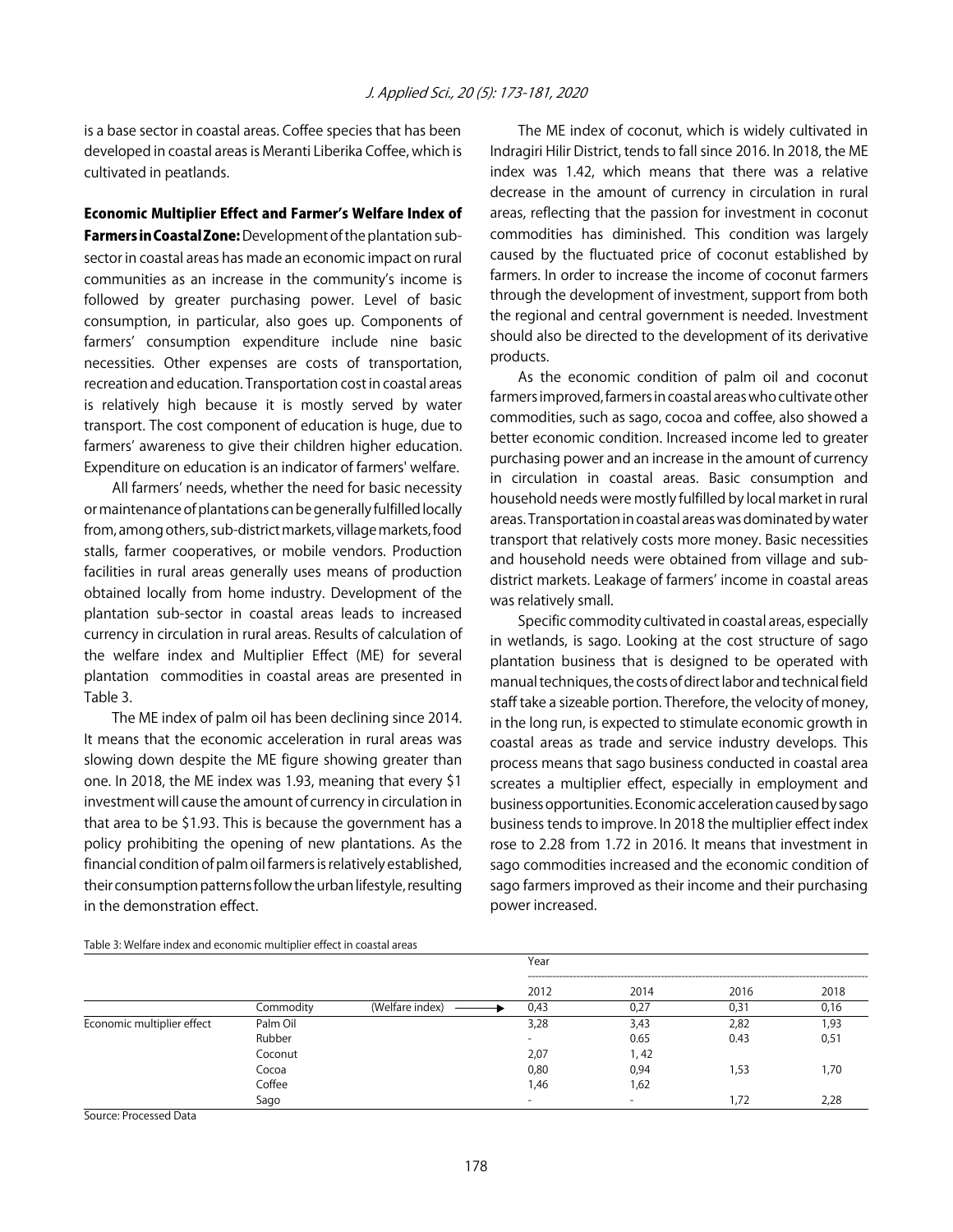is a base sector in coastal areas. Coffee species that has been developed in coastal areas is Meranti Liberika Coffee, which is cultivated in peatlands.

**Economic Multiplier Effect and Farmer's Welfare Index of Farmers in Coastal Zone:** Development of the plantation sub-sector in coastal areas has made an economic impact on rural communities as an increase in the community's income is followed by greater purchasing power. Level of basic consumption, in particular, also goes up. Components of farmers' consumption expenditure include nine basic necessities. Other expenses are costs of transportation, recreation and education. Transportation cost in coastal areas is relatively high because it is mostly served by water transport. The cost component of education is huge, due to farmers' awareness to give their children higher education. Expenditure on education is an indicator of farmers' welfare.

All farmers' needs, whether the need for basic necessity or maintenance of plantations can be generally fulfilled locally from, among others, sub-district markets, village markets, food stalls, farmer cooperatives, or mobile vendors. Production facilities in rural areas generally uses means of production obtained locally from home industry. Development of the plantation sub-sector in coastal areas leads to increased currency in circulation in rural areas. Results of calculation of the welfare index and Multiplier Effect (ME) for several plantation commodities in coastal areas are presented in Table 3.

The ME index of palm oil has been declining since 2014. It means that the economic acceleration in rural areas was slowing down despite the ME figure showing greater than one. In 2018, the ME index was 1.93, meaning that every $1 investment will cause the amount of currency in circulation in that area to be $1.93. This is because the government has a policy prohibiting the opening of new plantations. As the financial condition of palm oil farmers is relatively established, their consumption patterns follow the urban lifestyle, resulting in the demonstration effect.

The ME index of coconut, which is widely cultivated in Indragiri Hilir District, tends to fall since 2016. In 2018, the ME index was 1.42, which means that there was a relative decrease in the amount of currency in circulation in rural areas, reflecting that the passion for investment in coconut commodities has diminished. This condition was largely caused by the fluctuated price of coconut established by farmers. In order to increase the income of coconut farmers through the development of investment, support from both the regional and central government is needed. Investment should also be directed to the development of its derivative products.

As the economic condition of palm oil and coconut farmers improved, farmers in coastal areas who cultivate other commodities, such as sago, cocoa and coffee, also showed a better economic condition. Increased income led to greater purchasing power and an increase in the amount of currency in circulation in coastal areas. Basic consumption and household needs were mostly fulfilled by local market in rural areas. Transportation in coastal areas was dominated by water transport that relatively costs more money. Basic necessities and household needs were obtained from village and sub-district markets. Leakage of farmers' income in coastal areas was relatively small.

Specific commodity cultivated in coastal areas, especially in wetlands, is sago. Looking at the cost structure of sago plantation business that is designed to be operated with manual techniques, the costs of direct labor and technical field staff take a sizeable portion. Therefore, the velocity of money, in the long run, is expected to stimulate economic growth in coastal areas as trade and service industry develops. This process means that sago business conducted in coastal area screates a multiplier effect, especially in employment and business opportunities. Economic acceleration caused by sago business tends to improve. In 2018 the multiplier effect index rose to 2.28 from 1.72 in 2016. It means that investment in sago commodities increased and the economic condition of sago farmers improved as their income and their purchasing power increased.

Table 3: Welfare index and economic multiplier effect in coastal areas

| | | | Year | | | |
|---|---|---|---|---|---|---|
| | | | 2012 | 2014 | 2016 | 2018 |
| | Commodity | (Welfare index) → | 0,43 | 0,27 | 0,31 | 0,16 |
| Economic multiplier effect | Palm Oil | | 3,28 | 3,43 | 2,82 | 1,93 |
| | Rubber | | - | 0.65 | 0.43 | 0,51 |
| | Coconut | | 2,07 | 1, 42 | | |
| | Cocoa | | 0,80 | 0,94 | 1,53 | 1,70 |
| | Coffee | | 1,46 | 1,62 | | |
| | Sago | | - | - | 1,72 | 2,28 |

Source: Processed Data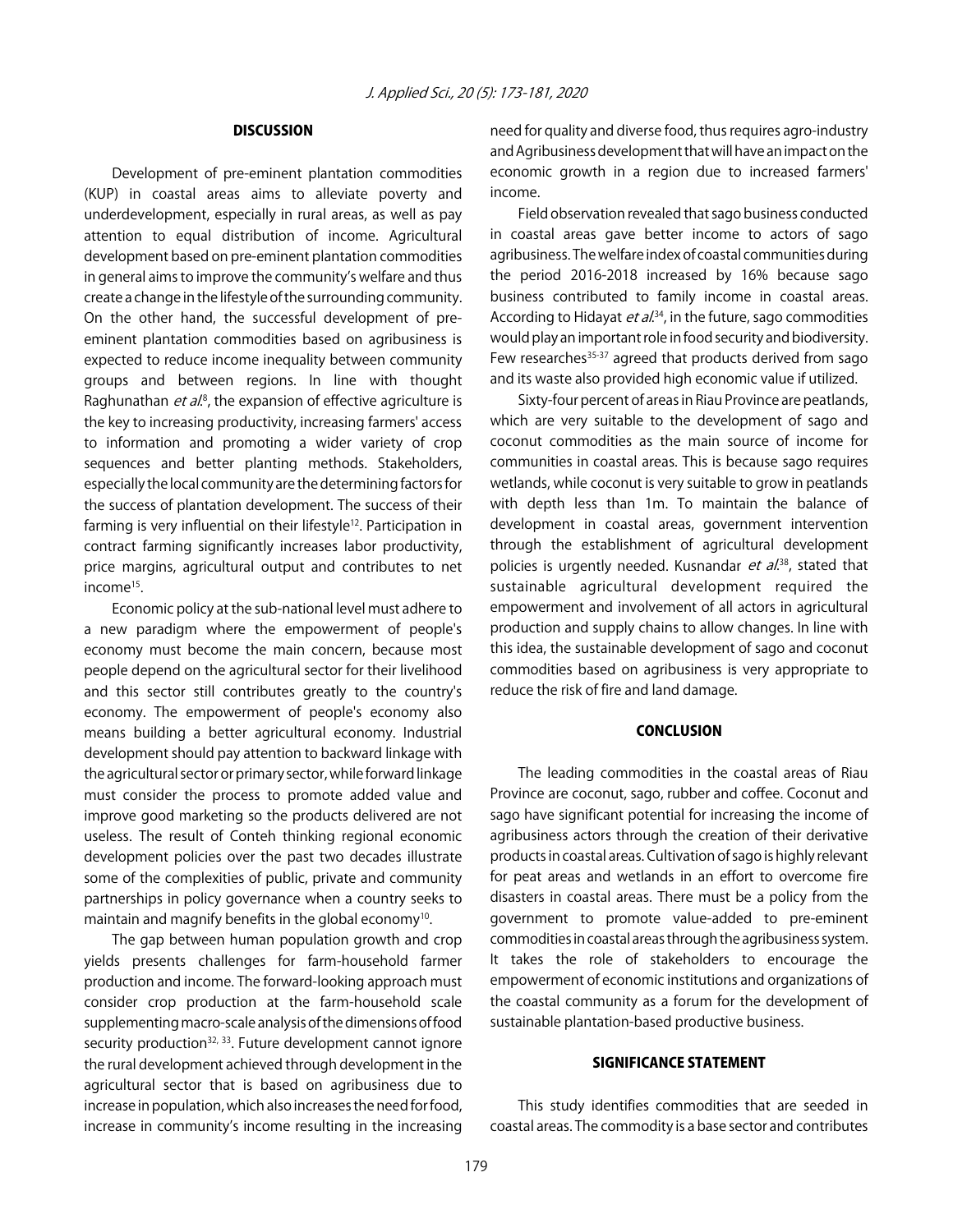## DISCUSSION

Development of pre-eminent plantation commodities (KUP) in coastal areas aims to alleviate poverty and underdevelopment, especially in rural areas, as well as pay attention to equal distribution of income. Agricultural development based on pre-eminent plantation commodities in general aims to improve the community's welfare and thus create a change in the lifestyle of the surrounding community. On the other hand, the successful development of pre-eminent plantation commodities based on agribusiness is expected to reduce income inequality between community groups and between regions. In line with thought Raghunathan *et al.*[8], the expansion of effective agriculture is the key to increasing productivity, increasing farmers' access to information and promoting a wider variety of crop sequences and better planting methods. Stakeholders, especially the local community are the determining factors for the success of plantation development. The success of their farming is very influential on their lifestyle[12]. Participation in contract farming significantly increases labor productivity, price margins, agricultural output and contributes to net income[15].

Economic policy at the sub-national level must adhere to a new paradigm where the empowerment of people's economy must become the main concern, because most people depend on the agricultural sector for their livelihood and this sector still contributes greatly to the country's economy. The empowerment of people's economy also means building a better agricultural economy. Industrial development should pay attention to backward linkage with the agricultural sector or primary sector, while forward linkage must consider the process to promote added value and improve good marketing so the products delivered are not useless. The result of Conteh thinking regional economic development policies over the past two decades illustrate some of the complexities of public, private and community partnerships in policy governance when a country seeks to maintain and magnify benefits in the global economy[10].

The gap between human population growth and crop yields presents challenges for farm-household farmer production and income. The forward-looking approach must consider crop production at the farm-household scale supplementing macro-scale analysis of the dimensions of food security production[32, 33]. Future development cannot ignore the rural development achieved through development in the agricultural sector that is based on agribusiness due to increase in population, which also increases the need for food, increase in community's income resulting in the increasing need for quality and diverse food, thus requires agro-industry and Agribusiness development that will have an impact on the economic growth in a region due to increased farmers' income.

Field observation revealed that sago business conducted in coastal areas gave better income to actors of sago agribusiness. The welfare index of coastal communities during the period 2016-2018 increased by 16% because sago business contributed to family income in coastal areas. According to Hidayat *et al.*[34], in the future, sago commodities would play an important role in food security and biodiversity. Few researches[35-37] agreed that products derived from sago and its waste also provided high economic value if utilized.

Sixty-four percent of areas in Riau Province are peatlands, which are very suitable to the development of sago and coconut commodities as the main source of income for communities in coastal areas. This is because sago requires wetlands, while coconut is very suitable to grow in peatlands with depth less than 1m. To maintain the balance of development in coastal areas, government intervention through the establishment of agricultural development policies is urgently needed. Kusnandar *et al.*[38], stated that sustainable agricultural development required the empowerment and involvement of all actors in agricultural production and supply chains to allow changes. In line with this idea, the sustainable development of sago and coconut commodities based on agribusiness is very appropriate to reduce the risk of fire and land damage.

## CONCLUSION

The leading commodities in the coastal areas of Riau Province are coconut, sago, rubber and coffee. Coconut and sago have significant potential for increasing the income of agribusiness actors through the creation of their derivative products in coastal areas. Cultivation of sago is highly relevant for peat areas and wetlands in an effort to overcome fire disasters in coastal areas. There must be a policy from the government to promote value-added to pre-eminent commodities in coastal areas through the agribusiness system. It takes the role of stakeholders to encourage the empowerment of economic institutions and organizations of the coastal community as a forum for the development of sustainable plantation-based productive business.

## SIGNIFICANCE STATEMENT

This study identifies commodities that are seeded in coastal areas. The commodity is a base sector and contributes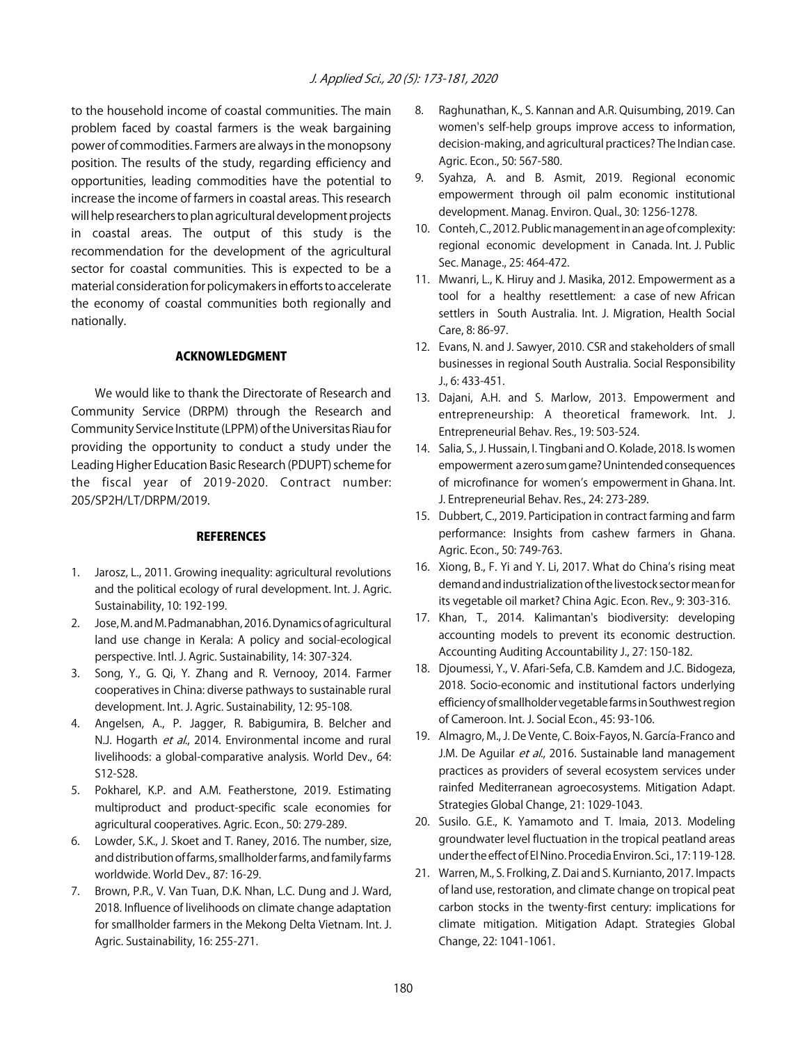to the household income of coastal communities. The main problem faced by coastal farmers is the weak bargaining power of commodities. Farmers are always in the monopsony position. The results of the study, regarding efficiency and opportunities, leading commodities have the potential to increase the income of farmers in coastal areas. This research will help researchers to plan agricultural development projects in coastal areas. The output of this study is the recommendation for the development of the agricultural sector for coastal communities. This is expected to be a material consideration for policymakers in efforts to accelerate the economy of coastal communities both regionally and nationally.

## ACKNOWLEDGMENT

We would like to thank the Directorate of Research and Community Service (DRPM) through the Research and Community Service Institute (LPPM) of the Universitas Riau for providing the opportunity to conduct a study under the Leading Higher Education Basic Research (PDUPT) scheme for the fiscal year of 2019-2020. Contract number: 205/SP2H/LT/DRPM/2019.

## REFERENCES

1. Jarosz, L., 2011. Growing inequality: agricultural revolutions and the political ecology of rural development. Int. J. Agric. Sustainability, 10: 192-199.
2. Jose, M. and M. Padmanabhan, 2016. Dynamics of agricultural land use change in Kerala: A policy and social-ecological perspective. Intl. J. Agric. Sustainability, 14: 307-324.
3. Song, Y., G. Qi, Y. Zhang and R. Vernooy, 2014. Farmer cooperatives in China: diverse pathways to sustainable rural development. Int. J. Agric. Sustainability, 12: 95-108.
4. Angelsen, A., P. Jagger, R. Babigumira, B. Belcher and N.J. Hogarth *et al*., 2014. Environmental income and rural livelihoods: a global-comparative analysis. World Dev., 64: S12-S28.
5. Pokharel, K.P. and A.M. Featherstone, 2019. Estimating multiproduct and product-specific scale economies for agricultural cooperatives. Agric. Econ., 50: 279-289.
6. Lowder, S.K., J. Skoet and T. Raney, 2016. The number, size, and distribution of farms, smallholder farms, and family farms worldwide. World Dev., 87: 16-29.
7. Brown, P.R., V. Van Tuan, D.K. Nhan, L.C. Dung and J. Ward, 2018. Influence of livelihoods on climate change adaptation for smallholder farmers in the Mekong Delta Vietnam. Int. J. Agric. Sustainability, 16: 255-271.
8. Raghunathan, K., S. Kannan and A.R. Quisumbing, 2019. Can women's self-help groups improve access to information, decision-making, and agricultural practices? The Indian case. Agric. Econ., 50: 567-580.
9. Syahza, A. and B. Asmit, 2019. Regional economic empowerment through oil palm economic institutional development. Manag. Environ. Qual., 30: 1256-1278.
10. Conteh, C., 2012. Public management in an age of complexity: regional economic development in Canada. Int. J. Public Sec. Manage., 25: 464-472.
11. Mwanri, L., K. Hiruy and J. Masika, 2012. Empowerment as a tool for a healthy resettlement: a case of new African settlers in South Australia. Int. J. Migration, Health Social Care, 8: 86-97.
12. Evans, N. and J. Sawyer, 2010. CSR and stakeholders of small businesses in regional South Australia. Social Responsibility J., 6: 433-451.
13. Dajani, A.H. and S. Marlow, 2013. Empowerment and entrepreneurship: A theoretical framework. Int. J. Entrepreneurial Behav. Res., 19: 503-524.
14. Salia, S., J. Hussain, I. Tingbani and O. Kolade, 2018. Is women empowerment a zero sum game? Unintended consequences of microfinance for women's empowerment in Ghana. Int. J. Entrepreneurial Behav. Res., 24: 273-289.
15. Dubbert, C., 2019. Participation in contract farming and farm performance: Insights from cashew farmers in Ghana. Agric. Econ., 50: 749-763.
16. Xiong, B., F. Yi and Y. Li, 2017. What do China's rising meat demand and industrialization of the livestock sector mean for its vegetable oil market? China Agic. Econ. Rev., 9: 303-316.
17. Khan, T., 2014. Kalimantan's biodiversity: developing accounting models to prevent its economic destruction. Accounting Auditing Accountability J., 27: 150-182.
18. Djoumessi, Y., V. Afari-Sefa, C.B. Kamdem and J.C. Bidogeza, 2018. Socio-economic and institutional factors underlying efficiency of smallholder vegetable farms in Southwest region of Cameroon. Int. J. Social Econ., 45: 93-106.
19. Almagro, M., J. De Vente, C. Boix-Fayos, N. García-Franco and J.M. De Aguilar *et al*., 2016. Sustainable land management practices as providers of several ecosystem services under rainfed Mediterranean agroecosystems. Mitigation Adapt. Strategies Global Change, 21: 1029-1043.
20. Susilo. G.E., K. Yamamoto and T. Imaia, 2013. Modeling groundwater level fluctuation in the tropical peatland areas under the effect of El Nino. Procedia Environ. Sci., 17: 119-128.
21. Warren, M., S. Frolking, Z. Dai and S. Kurnianto, 2017. Impacts of land use, restoration, and climate change on tropical peat carbon stocks in the twenty-first century: implications for climate mitigation. Mitigation Adapt. Strategies Global Change, 22: 1041-1061.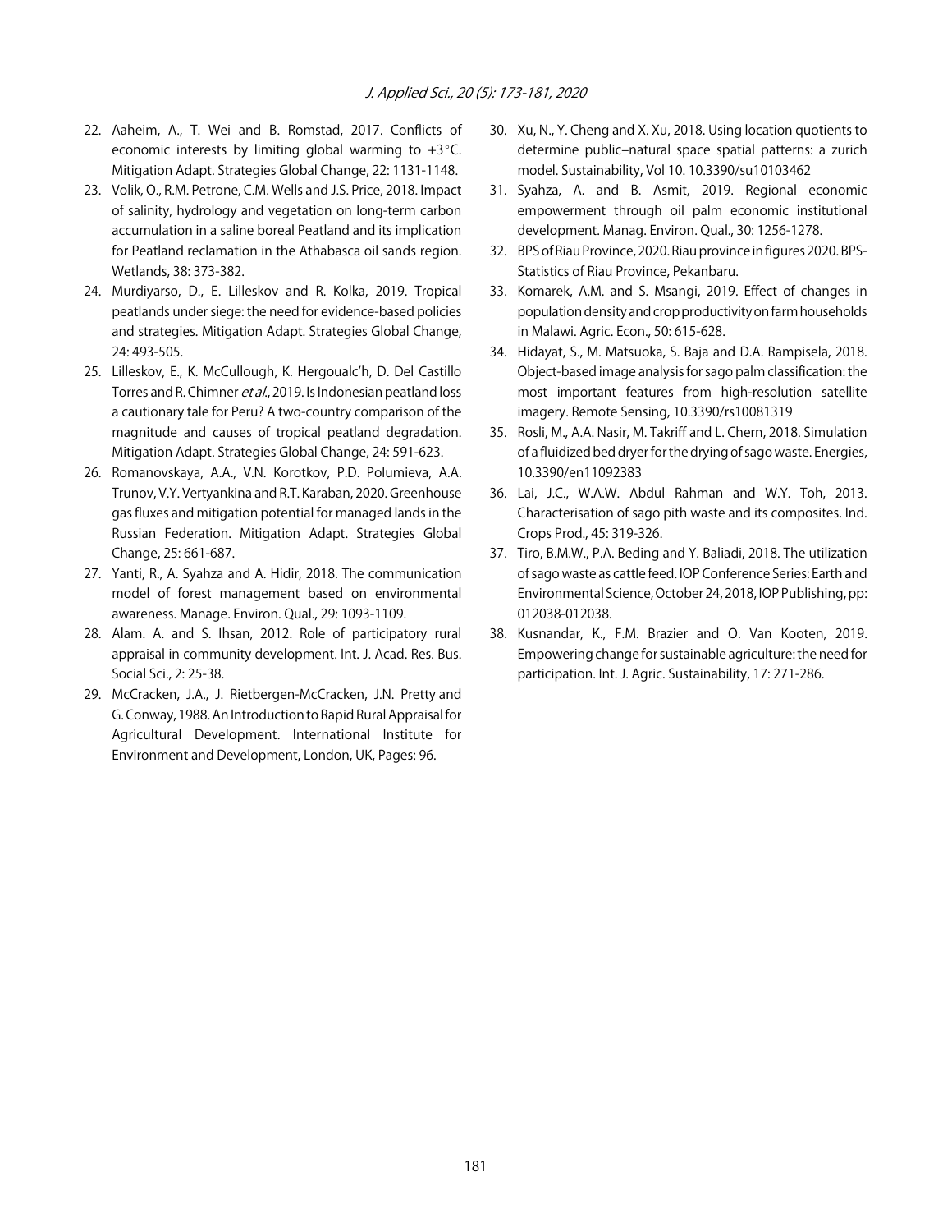22. Aaheim, A., T. Wei and B. Romstad, 2017. Conflicts of economic interests by limiting global warming to +3°C. Mitigation Adapt. Strategies Global Change, 22: 1131-1148.
23. Volik, O., R.M. Petrone, C.M. Wells and J.S. Price, 2018. Impact of salinity, hydrology and vegetation on long-term carbon accumulation in a saline boreal Peatland and its implication for Peatland reclamation in the Athabasca oil sands region. Wetlands, 38: 373-382.
24. Murdiyarso, D., E. Lilleskov and R. Kolka, 2019. Tropical peatlands under siege: the need for evidence-based policies and strategies. Mitigation Adapt. Strategies Global Change, 24: 493-505.
25. Lilleskov, E., K. McCullough, K. Hergoualc'h, D. Del Castillo Torres and R. Chimner *et al*., 2019. Is Indonesian peatland loss a cautionary tale for Peru? A two-country comparison of the magnitude and causes of tropical peatland degradation. Mitigation Adapt. Strategies Global Change, 24: 591-623.
26. Romanovskaya, A.A., V.N. Korotkov, P.D. Polumieva, A.A. Trunov, V.Y. Vertyankina and R.T. Karaban, 2020. Greenhouse gas fluxes and mitigation potential for managed lands in the Russian Federation. Mitigation Adapt. Strategies Global Change, 25: 661-687.
27. Yanti, R., A. Syahza and A. Hidir, 2018. The communication model of forest management based on environmental awareness. Manage. Environ. Qual., 29: 1093-1109.
28. Alam. A. and S. Ihsan, 2012. Role of participatory rural appraisal in community development. Int. J. Acad. Res. Bus. Social Sci., 2: 25-38.
29. McCracken, J.A., J. Rietbergen-McCracken, J.N. Pretty and G. Conway, 1988. An Introduction to Rapid Rural Appraisal for Agricultural Development. International Institute for Environment and Development, London, UK, Pages: 96.
30. Xu, N., Y. Cheng and X. Xu, 2018. Using location quotients to determine public–natural space spatial patterns: a zurich model. Sustainability, Vol 10. 10.3390/su10103462
31. Syahza, A. and B. Asmit, 2019. Regional economic empowerment through oil palm economic institutional development. Manag. Environ. Qual., 30: 1256-1278.
32. BPS of Riau Province, 2020. Riau province in figures 2020. BPS-Statistics of Riau Province, Pekanbaru.
33. Komarek, A.M. and S. Msangi, 2019. Effect of changes in population density and crop productivity on farm households in Malawi. Agric. Econ., 50: 615-628.
34. Hidayat, S., M. Matsuoka, S. Baja and D.A. Rampisela, 2018. Object-based image analysis for sago palm classification: the most important features from high-resolution satellite imagery. Remote Sensing, 10.3390/rs10081319
35. Rosli, M., A.A. Nasir, M. Takriff and L. Chern, 2018. Simulation of a fluidized bed dryer for the drying of sago waste. Energies, 10.3390/en11092383
36. Lai, J.C., W.A.W. Abdul Rahman and W.Y. Toh, 2013. Characterisation of sago pith waste and its composites. Ind. Crops Prod., 45: 319-326.
37. Tiro, B.M.W., P.A. Beding and Y. Baliadi, 2018. The utilization of sago waste as cattle feed. IOP Conference Series: Earth and Environmental Science, October 24, 2018, IOP Publishing, pp: 012038-012038.
38. Kusnandar, K., F.M. Brazier and O. Van Kooten, 2019. Empowering change for sustainable agriculture: the need for participation. Int. J. Agric. Sustainability, 17: 271-286.